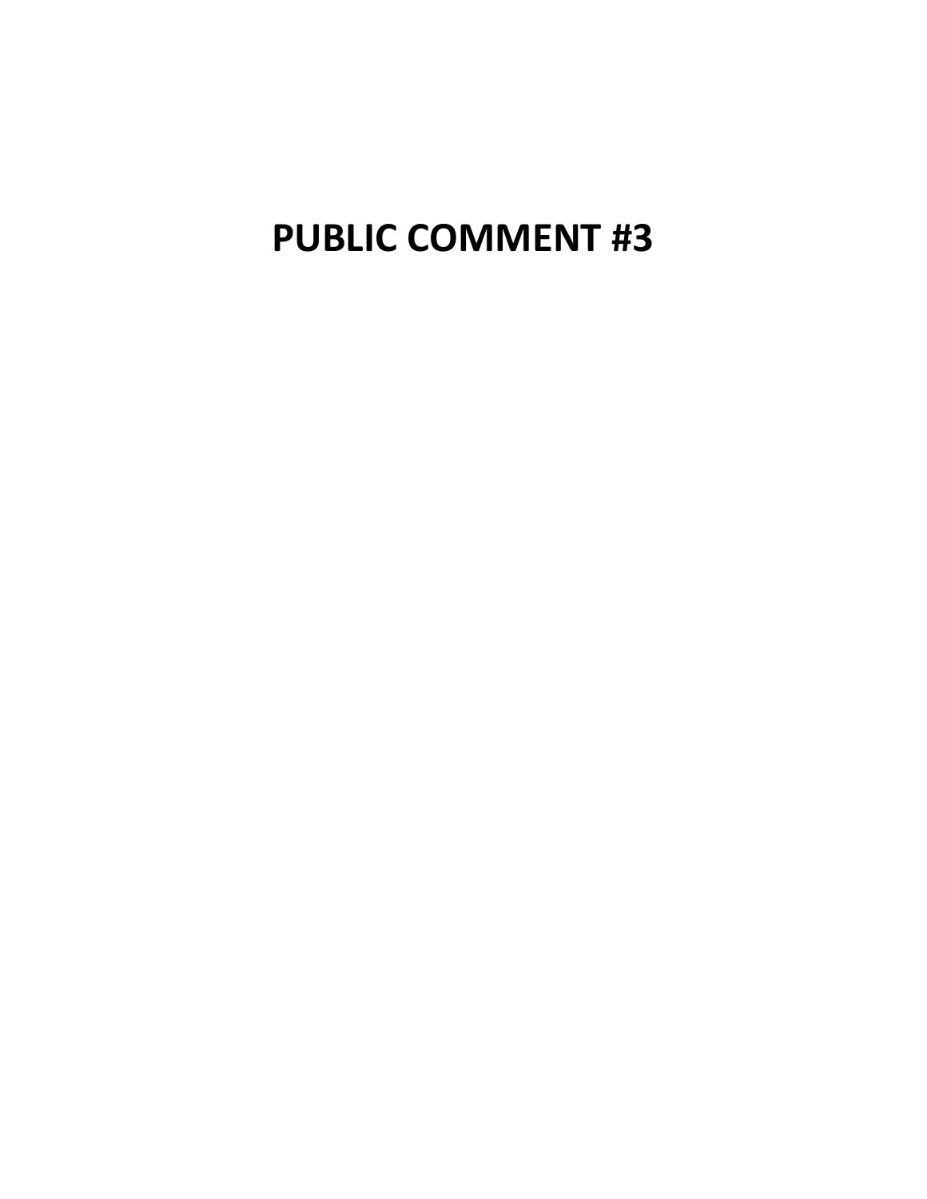# PUBLIC COMMENT #3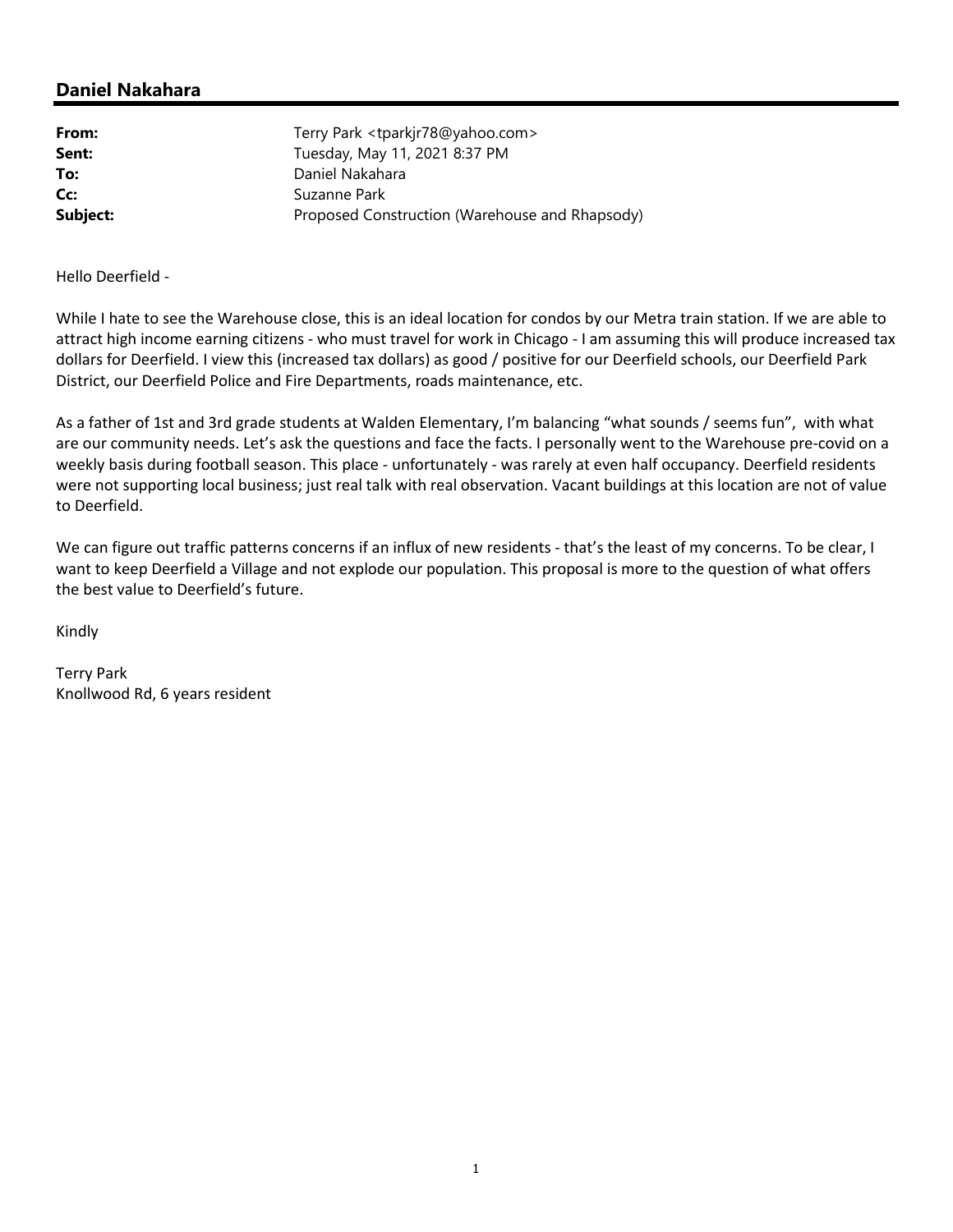## Daniel Nakahara

| | |
|---|---|
| **From:** | Terry Park <tparkjr78@yahoo.com> |
| **Sent:** | Tuesday, May 11, 2021 8:37 PM |
| **To:** | Daniel Nakahara |
| **Cc:** | Suzanne Park |
| **Subject:** | Proposed Construction (Warehouse and Rhapsody) |

Hello Deerfield -

While I hate to see the Warehouse close, this is an ideal location for condos by our Metra train station. If we are able to attract high income earning citizens - who must travel for work in Chicago - I am assuming this will produce increased tax dollars for Deerfield. I view this (increased tax dollars) as good / positive for our Deerfield schools, our Deerfield Park District, our Deerfield Police and Fire Departments, roads maintenance, etc.

As a father of 1st and 3rd grade students at Walden Elementary, I'm balancing "what sounds / seems fun", with what are our community needs. Let's ask the questions and face the facts. I personally went to the Warehouse pre-covid on a weekly basis during football season. This place - unfortunately - was rarely at even half occupancy. Deerfield residents were not supporting local business; just real talk with real observation. Vacant buildings at this location are not of value to Deerfield.

We can figure out traffic patterns concerns if an influx of new residents - that's the least of my concerns. To be clear, I want to keep Deerfield a Village and not explode our population. This proposal is more to the question of what offers the best value to Deerfield's future.

Kindly

Terry Park
Knollwood Rd, 6 years resident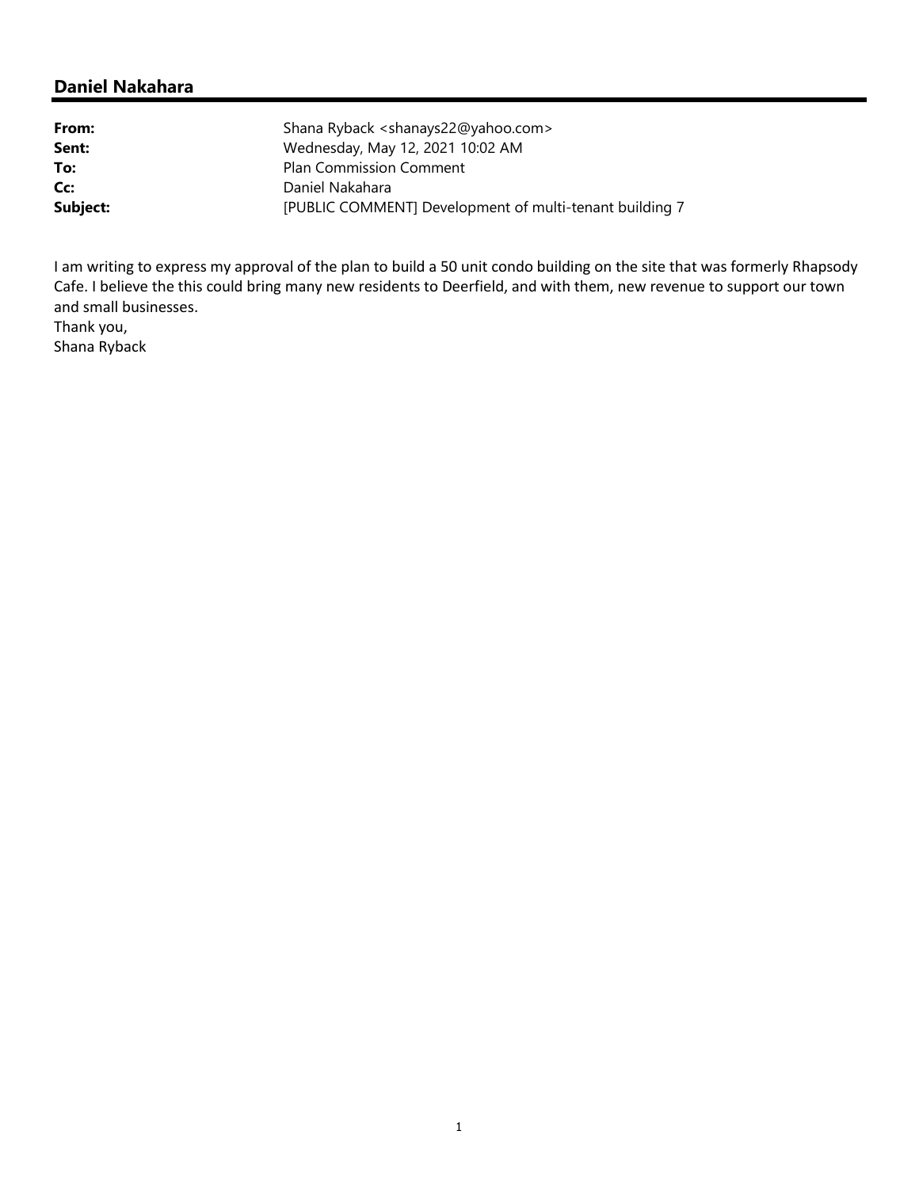## Daniel Nakahara

| | |
|---|---|
| **From:** | Shana Ryback <shanays22@yahoo.com> |
| **Sent:** | Wednesday, May 12, 2021 10:02 AM |
| **To:** | Plan Commission Comment |
| **Cc:** | Daniel Nakahara |
| **Subject:** | [PUBLIC COMMENT] Development of multi-tenant building 7 |

I am writing to express my approval of the plan to build a 50 unit condo building on the site that was formerly Rhapsody Cafe. I believe the this could bring many new residents to Deerfield, and with them, new revenue to support our town and small businesses.

Thank you,
Shana Ryback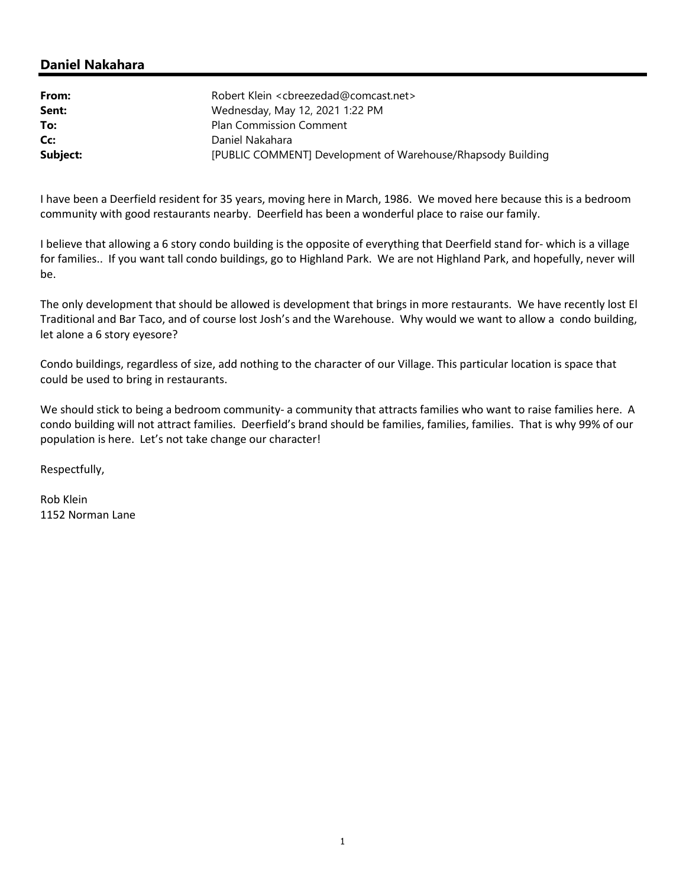## Daniel Nakahara

| | |
|---|---|
| **From:** | Robert Klein <cbreezedad@comcast.net> |
| **Sent:** | Wednesday, May 12, 2021 1:22 PM |
| **To:** | Plan Commission Comment |
| **Cc:** | Daniel Nakahara |
| **Subject:** | [PUBLIC COMMENT] Development of Warehouse/Rhapsody Building |

I have been a Deerfield resident for 35 years, moving here in March, 1986. We moved here because this is a bedroom community with good restaurants nearby. Deerfield has been a wonderful place to raise our family.

I believe that allowing a 6 story condo building is the opposite of everything that Deerfield stand for- which is a village for families.. If you want tall condo buildings, go to Highland Park. We are not Highland Park, and hopefully, never will be.

The only development that should be allowed is development that brings in more restaurants. We have recently lost El Traditional and Bar Taco, and of course lost Josh's and the Warehouse. Why would we want to allow a condo building, let alone a 6 story eyesore?

Condo buildings, regardless of size, add nothing to the character of our Village. This particular location is space that could be used to bring in restaurants.

We should stick to being a bedroom community- a community that attracts families who want to raise families here. A condo building will not attract families. Deerfield's brand should be families, families, families. That is why 99% of our population is here. Let's not take change our character!

Respectfully,

Rob Klein
1152 Norman Lane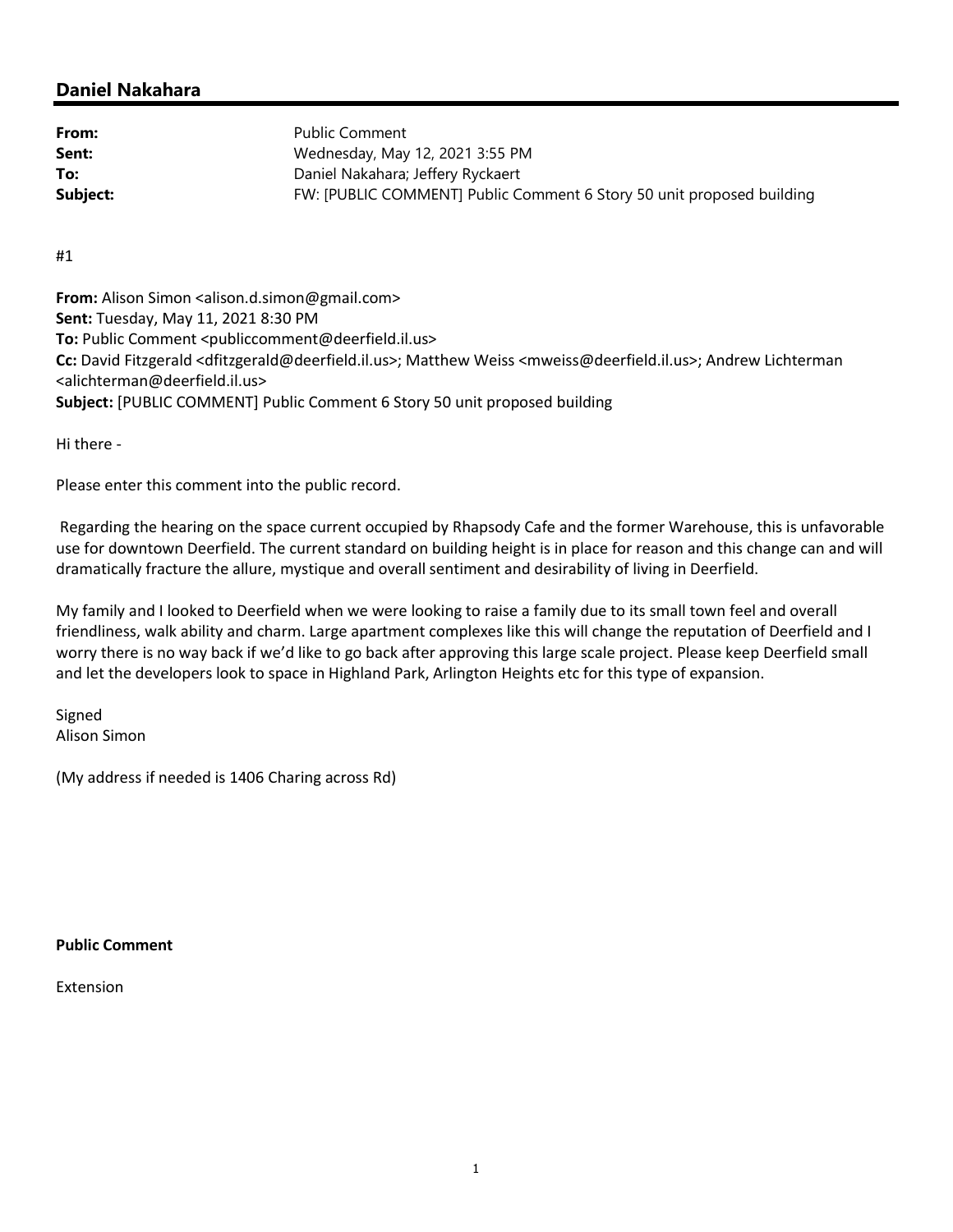## Daniel Nakahara

| | |
|---|---|
| **From:** | Public Comment |
| **Sent:** | Wednesday, May 12, 2021 3:55 PM |
| **To:** | Daniel Nakahara; Jeffery Ryckaert |
| **Subject:** | FW: [PUBLIC COMMENT] Public Comment 6 Story 50 unit proposed building |

#1

**From:** Alison Simon <alison.d.simon@gmail.com>
**Sent:** Tuesday, May 11, 2021 8:30 PM
**To:** Public Comment <publiccomment@deerfield.il.us>
**Cc:** David Fitzgerald <dfitzgerald@deerfield.il.us>; Matthew Weiss <mweiss@deerfield.il.us>; Andrew Lichterman <alichterman@deerfield.il.us>
**Subject:** [PUBLIC COMMENT] Public Comment 6 Story 50 unit proposed building

Hi there -

Please enter this comment into the public record.

Regarding the hearing on the space current occupied by Rhapsody Cafe and the former Warehouse, this is unfavorable use for downtown Deerfield. The current standard on building height is in place for reason and this change can and will dramatically fracture the allure, mystique and overall sentiment and desirability of living in Deerfield.

My family and I looked to Deerfield when we were looking to raise a family due to its small town feel and overall friendliness, walk ability and charm. Large apartment complexes like this will change the reputation of Deerfield and I worry there is no way back if we'd like to go back after approving this large scale project. Please keep Deerfield small and let the developers look to space in Highland Park, Arlington Heights etc for this type of expansion.

Signed
Alison Simon

(My address if needed is 1406 Charing across Rd)

**Public Comment**

Extension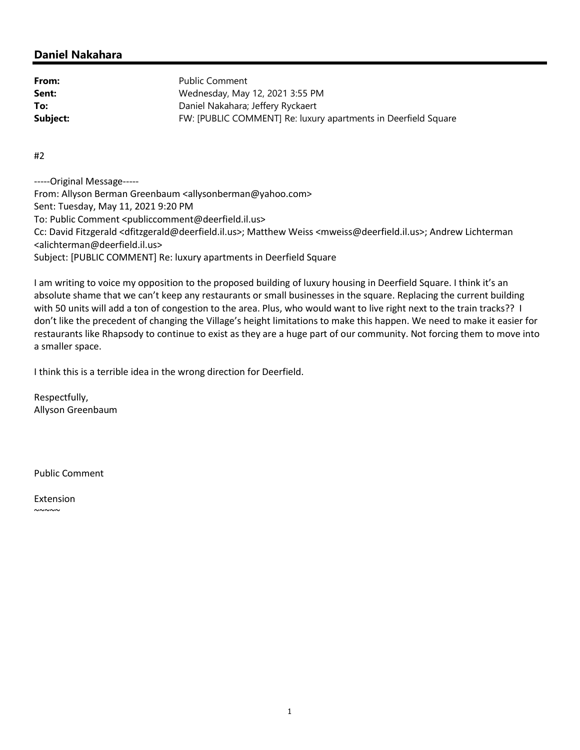## Daniel Nakahara

| | |
|---|---|
| **From:** | Public Comment |
| **Sent:** | Wednesday, May 12, 2021 3:55 PM |
| **To:** | Daniel Nakahara; Jeffery Ryckaert |
| **Subject:** | FW: [PUBLIC COMMENT] Re: luxury apartments in Deerfield Square |

#2

-----Original Message-----
From: Allyson Berman Greenbaum <allysonberman@yahoo.com>
Sent: Tuesday, May 11, 2021 9:20 PM
To: Public Comment <publiccomment@deerfield.il.us>
Cc: David Fitzgerald <dfitzgerald@deerfield.il.us>; Matthew Weiss <mweiss@deerfield.il.us>; Andrew Lichterman <alichterman@deerfield.il.us>
Subject: [PUBLIC COMMENT] Re: luxury apartments in Deerfield Square

I am writing to voice my opposition to the proposed building of luxury housing in Deerfield Square. I think it's an absolute shame that we can't keep any restaurants or small businesses in the square. Replacing the current building with 50 units will add a ton of congestion to the area. Plus, who would want to live right next to the train tracks?? I don't like the precedent of changing the Village's height limitations to make this happen. We need to make it easier for restaurants like Rhapsody to continue to exist as they are a huge part of our community. Not forcing them to move into a smaller space.

I think this is a terrible idea in the wrong direction for Deerfield.

Respectfully,
Allyson Greenbaum

Public Comment

Extension
~~~~~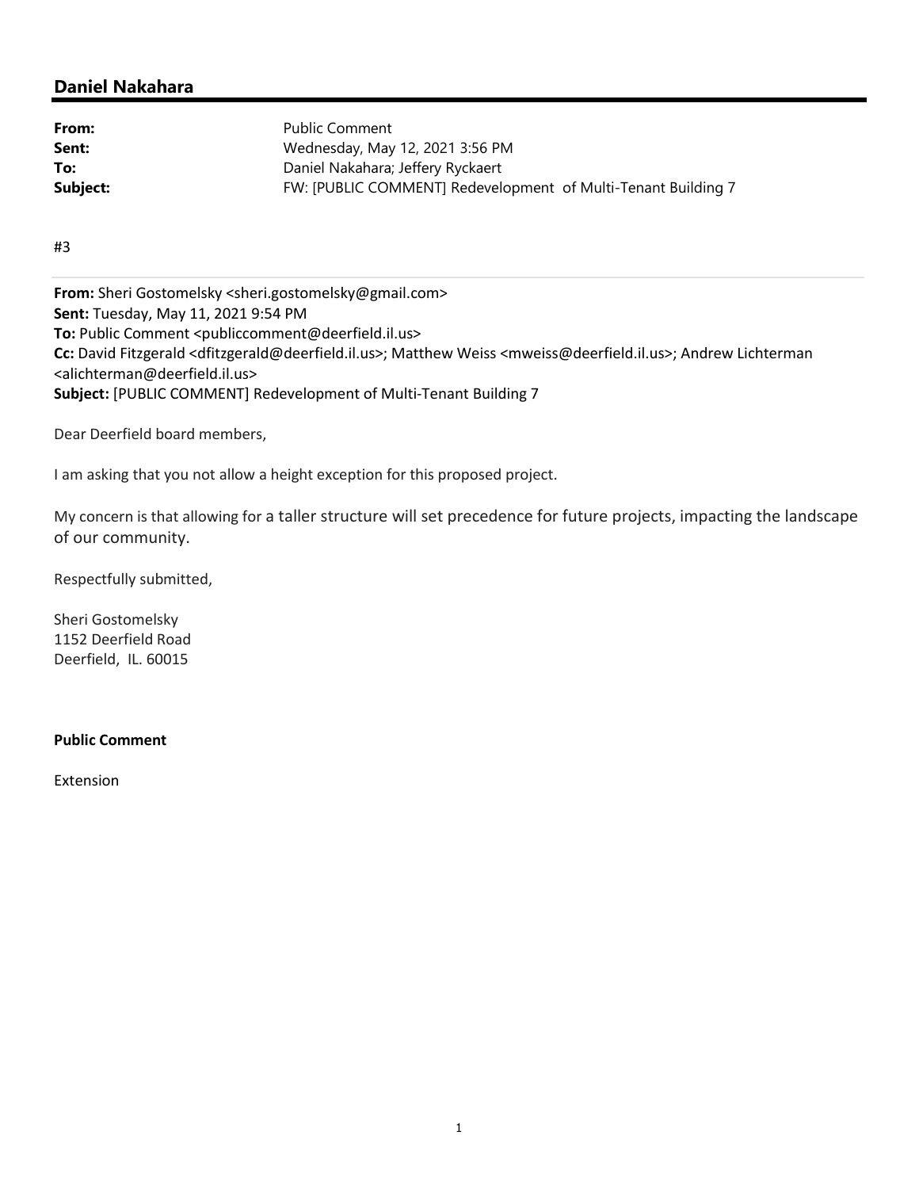## Daniel Nakahara

| | |
|---|---|
| **From:** | Public Comment |
| **Sent:** | Wednesday, May 12, 2021 3:56 PM |
| **To:** | Daniel Nakahara; Jeffery Ryckaert |
| **Subject:** | FW: [PUBLIC COMMENT] Redevelopment of Multi-Tenant Building 7 |

#3

---

**From:** Sheri Gostomelsky <sheri.gostomelsky@gmail.com>
**Sent:** Tuesday, May 11, 2021 9:54 PM
**To:** Public Comment <publiccomment@deerfield.il.us>
**Cc:** David Fitzgerald <dfitzgerald@deerfield.il.us>; Matthew Weiss <mweiss@deerfield.il.us>; Andrew Lichterman <alichterman@deerfield.il.us>
**Subject:** [PUBLIC COMMENT] Redevelopment of Multi-Tenant Building 7

Dear Deerfield board members,

I am asking that you not allow a height exception for this proposed project.

My concern is that allowing for a taller structure will set precedence for future projects, impacting the landscape of our community.

Respectfully submitted,

Sheri Gostomelsky
1152 Deerfield Road
Deerfield, IL. 60015

**Public Comment**

Extension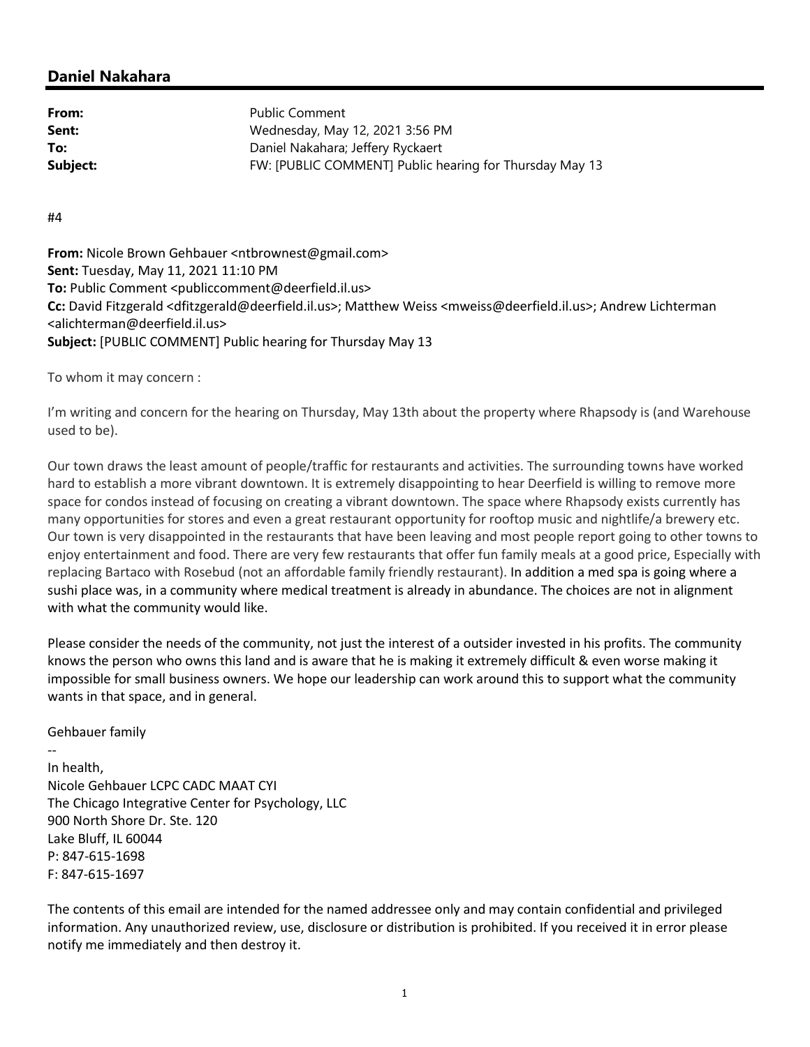## Daniel Nakahara

**From:** Public Comment
**Sent:** Wednesday, May 12, 2021 3:56 PM
**To:** Daniel Nakahara; Jeffery Ryckaert
**Subject:** FW: [PUBLIC COMMENT] Public hearing for Thursday May 13

#4

**From:** Nicole Brown Gehbauer <ntbrownest@gmail.com>
**Sent:** Tuesday, May 11, 2021 11:10 PM
**To:** Public Comment <publiccomment@deerfield.il.us>
**Cc:** David Fitzgerald <dfitzgerald@deerfield.il.us>; Matthew Weiss <mweiss@deerfield.il.us>; Andrew Lichterman <alichterman@deerfield.il.us>
**Subject:** [PUBLIC COMMENT] Public hearing for Thursday May 13

To whom it may concern :

I'm writing and concern for the hearing on Thursday, May 13th about the property where Rhapsody is (and Warehouse used to be).

Our town draws the least amount of people/traffic for restaurants and activities. The surrounding towns have worked hard to establish a more vibrant downtown. It is extremely disappointing to hear Deerfield is willing to remove more space for condos instead of focusing on creating a vibrant downtown. The space where Rhapsody exists currently has many opportunities for stores and even a great restaurant opportunity for rooftop music and nightlife/a brewery etc. Our town is very disappointed in the restaurants that have been leaving and most people report going to other towns to enjoy entertainment and food. There are very few restaurants that offer fun family meals at a good price, Especially with replacing Bartaco with Rosebud (not an affordable family friendly restaurant). In addition a med spa is going where a sushi place was, in a community where medical treatment is already in abundance. The choices are not in alignment with what the community would like.

Please consider the needs of the community, not just the interest of a outsider invested in his profits. The community knows the person who owns this land and is aware that he is making it extremely difficult & even worse making it impossible for small business owners. We hope our leadership can work around this to support what the community wants in that space, and in general.

Gehbauer family

--
In health,
Nicole Gehbauer LCPC CADC MAAT CYI
The Chicago Integrative Center for Psychology, LLC
900 North Shore Dr. Ste. 120
Lake Bluff, IL 60044
P: 847-615-1698
F: 847-615-1697

The contents of this email are intended for the named addressee only and may contain confidential and privileged information. Any unauthorized review, use, disclosure or distribution is prohibited. If you received it in error please notify me immediately and then destroy it.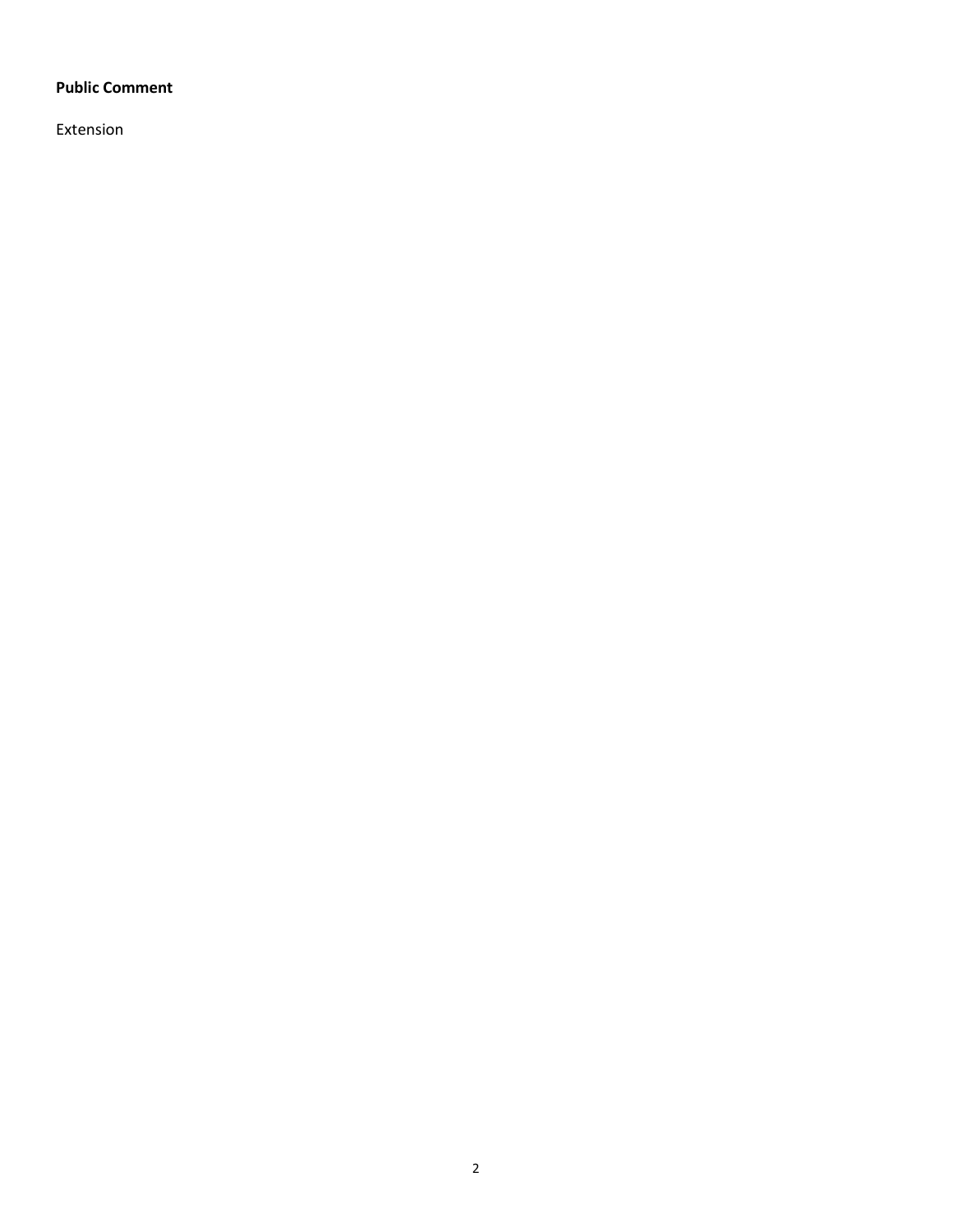**Public Comment**

Extension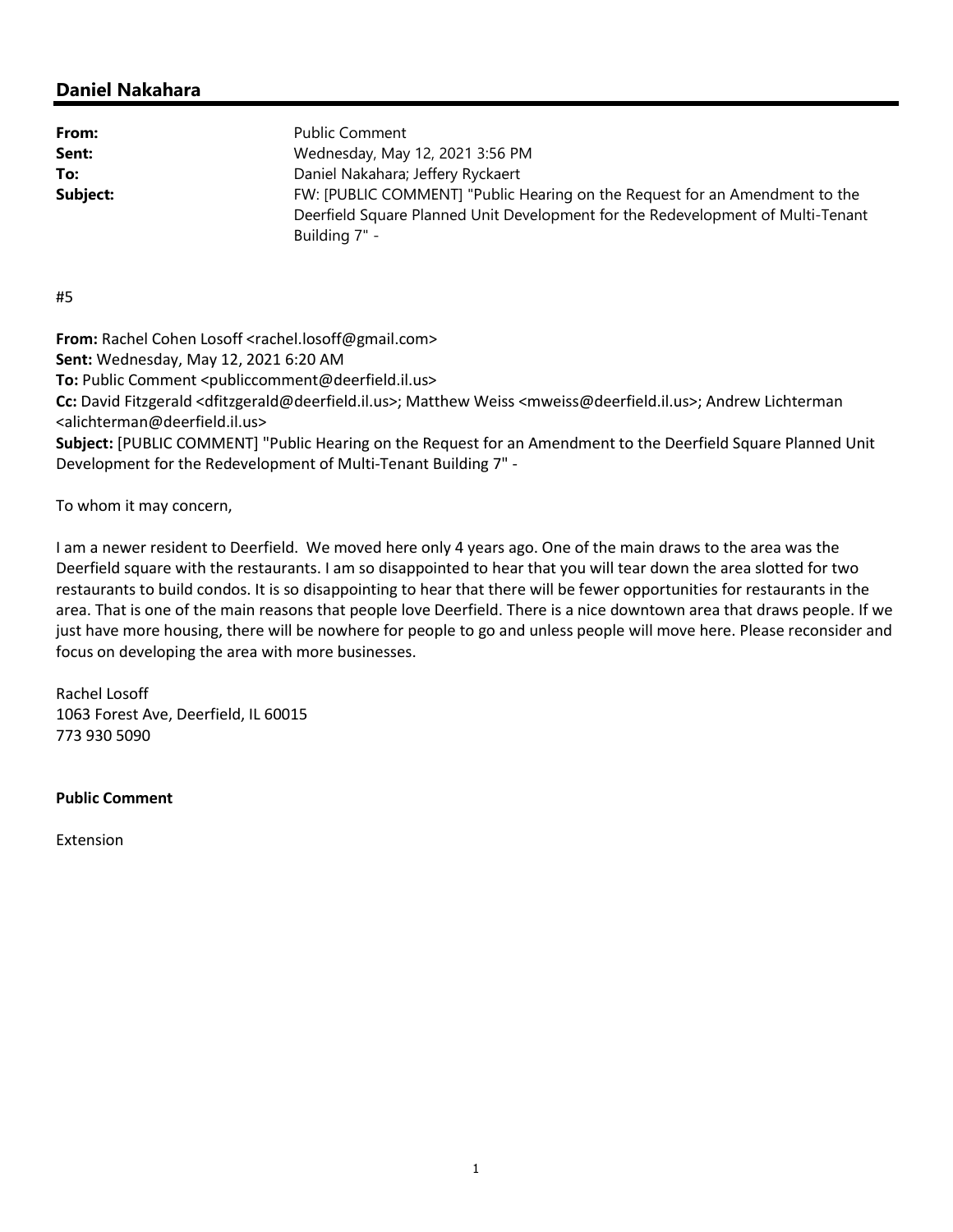## Daniel Nakahara

**From:** Public Comment
**Sent:** Wednesday, May 12, 2021 3:56 PM
**To:** Daniel Nakahara; Jeffery Ryckaert
**Subject:** FW: [PUBLIC COMMENT] "Public Hearing on the Request for an Amendment to the Deerfield Square Planned Unit Development for the Redevelopment of Multi-Tenant Building 7" -

#5

**From:** Rachel Cohen Losoff <rachel.losoff@gmail.com>
**Sent:** Wednesday, May 12, 2021 6:20 AM
**To:** Public Comment <publiccomment@deerfield.il.us>
**Cc:** David Fitzgerald <dfitzgerald@deerfield.il.us>; Matthew Weiss <mweiss@deerfield.il.us>; Andrew Lichterman <alichterman@deerfield.il.us>
**Subject:** [PUBLIC COMMENT] "Public Hearing on the Request for an Amendment to the Deerfield Square Planned Unit Development for the Redevelopment of Multi-Tenant Building 7" -

To whom it may concern,

I am a newer resident to Deerfield. We moved here only 4 years ago. One of the main draws to the area was the Deerfield square with the restaurants. I am so disappointed to hear that you will tear down the area slotted for two restaurants to build condos. It is so disappointing to hear that there will be fewer opportunities for restaurants in the area. That is one of the main reasons that people love Deerfield. There is a nice downtown area that draws people. If we just have more housing, there will be nowhere for people to go and unless people will move here. Please reconsider and focus on developing the area with more businesses.

Rachel Losoff
1063 Forest Ave, Deerfield, IL 60015
773 930 5090

**Public Comment**

Extension